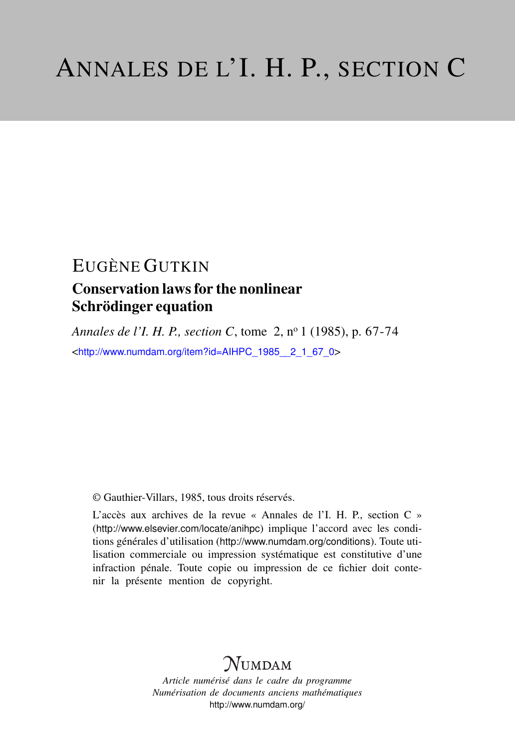# ANNALES DE L'I. H. P., SECTION C

EUGÈNE GUTKIN

## Conservation laws for the nonlinear Schrödinger equation

*Annales de l'I. H. P., section C*, tome 2, n° 1 (1985), p. 67-74

<http://www.numdam.org/item?id=AIHPC_1985__2_1_67_0>

© Gauthier-Villars, 1985, tous droits réservés.

L'accès aux archives de la revue « Annales de l'I. H. P., section C » (http://www.elsevier.com/locate/anihpc) implique l'accord avec les conditions générales d'utilisation (http://www.numdam.org/conditions). Toute utilisation commerciale ou impression systématique est constitutive d'une infraction pénale. Toute copie ou impression de ce fichier doit contenir la présente mention de copyright.

NUMDAM

*Article numérisé dans le cadre du programme*
*Numérisation de documents anciens mathématiques*
http://www.numdam.org/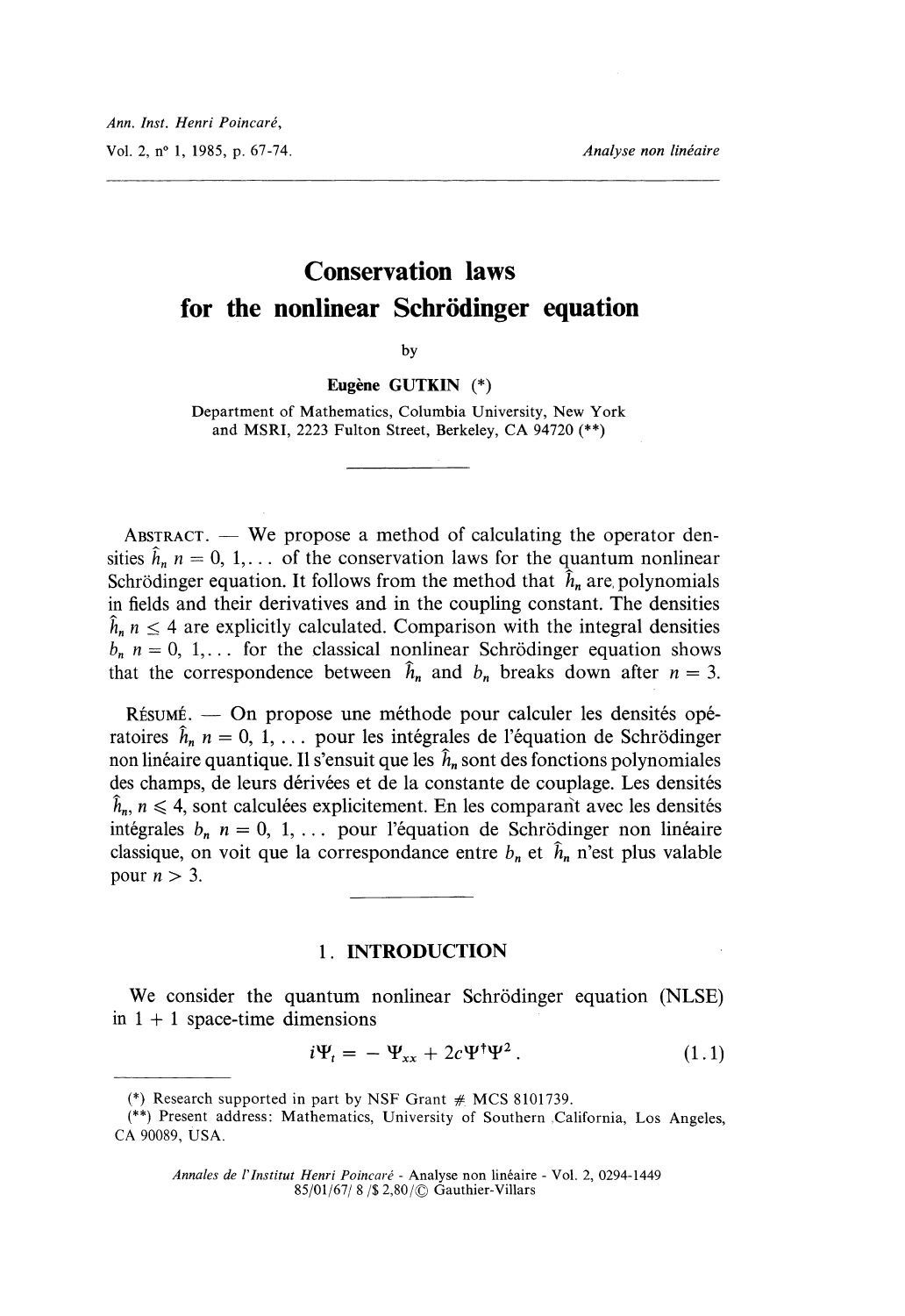Ann. Inst. Henri Poincaré,

Vol. 2, n° 1, 1985, p. 67-74. *Analyse non linéaire*

# Conservation laws for the nonlinear Schrödinger equation

by

**Eugène GUTKIN** (*)

Department of Mathematics, Columbia University, New York and MSRI, 2223 Fulton Street, Berkeley, CA 94720 (**)

ABSTRACT. — We propose a method of calculating the operator densities $\hat{h}_n$ $n = 0, 1, \ldots$ of the conservation laws for the quantum nonlinear Schrödinger equation. It follows from the method that $\hat{h}_n$ are polynomials in fields and their derivatives and in the coupling constant. The densities $\hat{h}_n$ $n \leq 4$ are explicitly calculated. Comparison with the integral densities $b_n$ $n = 0, 1, \ldots$ for the classical nonlinear Schrödinger equation shows that the correspondence between $\hat{h}_n$ and $b_n$ breaks down after $n = 3$.

RÉSUMÉ. — On propose une méthode pour calculer les densités opératoires $\hat{h}_n$ $n = 0, 1, \ldots$ pour les intégrales de l'équation de Schrödinger non linéaire quantique. Il s'ensuit que les $\hat{h}_n$ sont des fonctions polynomiales des champs, de leurs dérivées et de la constante de couplage. Les densités $\hat{h}_n$, $n \leqslant 4$, sont calculées explicitement. En les comparant avec les densités intégrales $b_n$ $n = 0, 1, \ldots$ pour l'équation de Schrödinger non linéaire classique, on voit que la correspondance entre $b_n$ et $\hat{h}_n$ n'est plus valable pour $n > 3$.

## 1. INTRODUCTION

We consider the quantum nonlinear Schrödinger equation (NLSE) in $1 + 1$ space-time dimensions

$$i\Psi_t = -\Psi_{xx} + 2c\Psi^\dagger\Psi^2 . \tag{1.1}$$

(*) Research supported in part by NSF Grant # MCS 8101739.

(**) Present address: Mathematics, University of Southern California, Los Angeles, CA 90089, USA.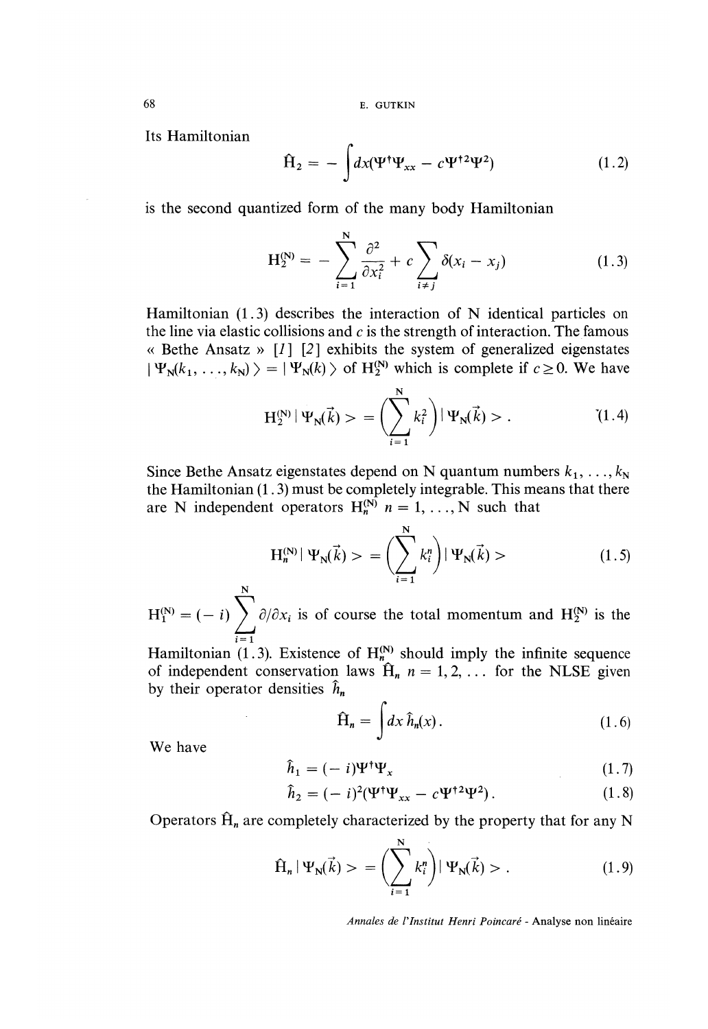Its Hamiltonian

$$\hat{H}_2 = -\int dx(\Psi^\dagger \Psi_{xx} - c\Psi^{\dagger 2}\Psi^2) \tag{1.2}$$

is the second quantized form of the many body Hamiltonian

$$H_2^{(N)} = -\sum_{i=1}^{N} \frac{\partial^2}{\partial x_i^2} + c\sum_{i \neq j} \delta(x_i - x_j) \tag{1.3}$$

Hamiltonian (1.3) describes the interaction of N identical particles on the line via elastic collisions and $c$ is the strength of interaction. The famous « Bethe Ansatz » [1] [2] exhibits the system of generalized eigenstates $|\Psi_N(k_1, \ldots, k_N)\rangle = |\Psi_N(k)\rangle$ of $H_2^{(N)}$ which is complete if $c \geq 0$. We have

$$H_2^{(N)} |\Psi_N(\vec{k})\rangle = \left(\sum_{i=1}^{N} k_i^2\right) |\Psi_N(\vec{k})\rangle . \tag{1.4}$$

Since Bethe Ansatz eigenstates depend on N quantum numbers $k_1, \ldots, k_N$ the Hamiltonian (1.3) must be completely integrable. This means that there are N independent operators $H_n^{(N)}$ $n = 1, \ldots, N$ such that

$$H_n^{(N)} |\Psi_N(\vec{k})\rangle = \left(\sum_{i=1}^{N} k_i^n\right) |\Psi_N(\vec{k})\rangle \tag{1.5}$$

$H_1^{(N)} = (-i)\sum_{i=1}^{N} \partial/\partial x_i$ is of course the total momentum and $H_2^{(N)}$ is the Hamiltonian (1.3). Existence of $H_n^{(N)}$ should imply the infinite sequence of independent conservation laws $\hat{H}_n$ $n = 1, 2, \ldots$ for the NLSE given by their operator densities $\hat{h}_n$

$$\hat{H}_n = \int dx\, \hat{h}_n(x) . \tag{1.6}$$

We have

$$\hat{h}_1 = (-i)\Psi^\dagger \Psi_x \tag{1.7}$$

$$\hat{h}_2 = (-i)^2(\Psi^\dagger \Psi_{xx} - c\Psi^{\dagger 2}\Psi^2) . \tag{1.8}$$

Operators $\hat{H}_n$ are completely characterized by the property that for any N

$$\hat{H}_n |\Psi_N(\vec{k})\rangle = \left(\sum_{i=1}^{N} k_i^n\right) |\Psi_N(\vec{k})\rangle . \tag{1.9}$$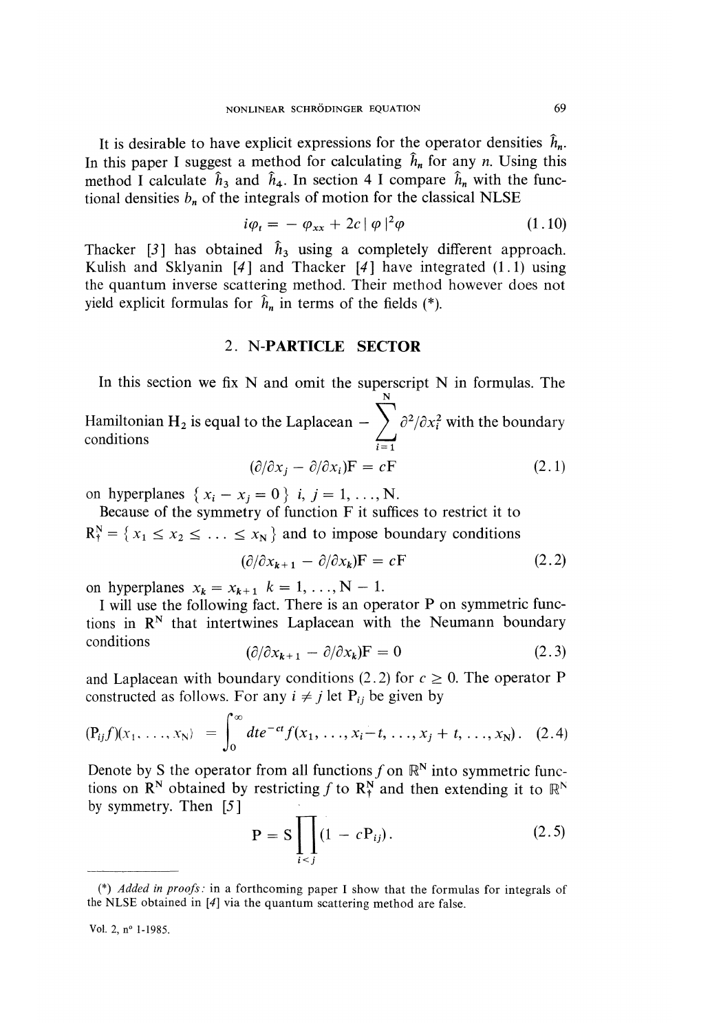It is desirable to have explicit expressions for the operator densities $\hat{h}_n$. In this paper I suggest a method for calculating $\hat{h}_n$ for any $n$. Using this method I calculate $\hat{h}_3$ and $\hat{h}_4$. In section 4 I compare $\hat{h}_n$ with the functional densities $b_n$ of the integrals of motion for the classical NLSE

$$i\varphi_t = -\varphi_{xx} + 2c|\varphi|^2\varphi \tag{1.10}$$

Thacker [3] has obtained $\hat{h}_3$ using a completely different approach. Kulish and Sklyanin [4] and Thacker [4] have integrated (1.1) using the quantum inverse scattering method. Their method however does not yield explicit formulas for $\hat{h}_n$ in terms of the fields (*).

## 2. N-PARTICLE SECTOR

In this section we fix N and omit the superscript N in formulas. The Hamiltonian $H_2$ is equal to the Laplacean $-\sum_{i=1}^{N} \partial^2/\partial x_i^2$ with the boundary conditions

$$(\partial/\partial x_j - \partial/\partial x_i)F = cF \tag{2.1}$$

on hyperplanes $\{x_i - x_j = 0\}$ $i, j = 1, \ldots, N$.

Because of the symmetry of function F it suffices to restrict it to $R^N_\uparrow = \{x_1 \leq x_2 \leq \ldots \leq x_N\}$ and to impose boundary conditions

$$(\partial/\partial x_{k+1} - \partial/\partial x_k)F = cF \tag{2.2}$$

on hyperplanes $x_k = x_{k+1}$ $k = 1, \ldots, N-1$.

I will use the following fact. There is an operator P on symmetric functions in $R^N$ that intertwines Laplacean with the Neumann boundary conditions

$$(\partial/\partial x_{k+1} - \partial/\partial x_k)F = 0 \tag{2.3}$$

and Laplacean with boundary conditions (2.2) for $c \geq 0$. The operator P constructed as follows. For any $i \neq j$ let $P_{ij}$ be given by

$$(P_{ij}f)(x_1, \ldots, x_N) = \int_0^\infty dt e^{-ct} f(x_1, \ldots, x_i - t, \ldots, x_j + t, \ldots, x_N). \tag{2.4}$$

Denote by S the operator from all functions $f$ on $\mathbb{R}^N$ into symmetric functions on $R^N$ obtained by restricting $f$ to $R^N_\uparrow$ and then extending it to $\mathbb{R}^N$ by symmetry. Then [5]

$$P = S\prod_{i<j}(1 - cP_{ij}). \tag{2.5}$$

---

(*) *Added in proofs:* in a forthcoming paper I show that the formulas for integrals of the NLSE obtained in [4] via the quantum scattering method are false.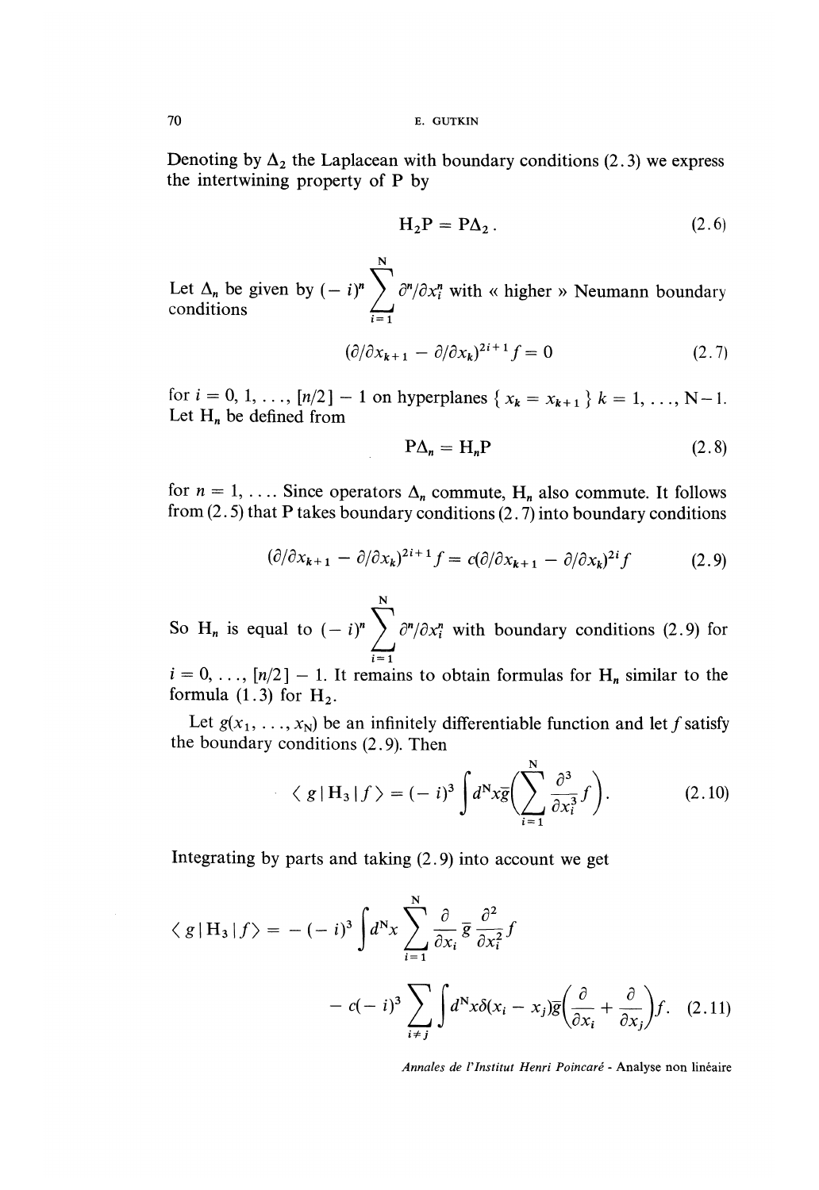Denoting by $\Delta_2$ the Laplacean with boundary conditions (2.3) we express the intertwining property of P by

$$H_2 P = P \Delta_2 . \tag{2.6}$$

Let $\Delta_n$ be given by $(-i)^n \sum_{i=1}^{N} \partial^n/\partial x_i^n$ with « higher » Neumann boundary conditions

$$(\partial/\partial x_{k+1} - \partial/\partial x_k)^{2i+1} f = 0 \tag{2.7}$$

for $i = 0, 1, \ldots, [n/2] - 1$ on hyperplanes $\{ x_k = x_{k+1} \}$ $k = 1, \ldots, N-1$. Let $H_n$ be defined from

$$P \Delta_n = H_n P \tag{2.8}$$

for $n = 1, \ldots$. Since operators $\Delta_n$ commute, $H_n$ also commute. It follows from (2.5) that P takes boundary conditions (2.7) into boundary conditions

$$(\partial/\partial x_{k+1} - \partial/\partial x_k)^{2i+1} f = c(\partial/\partial x_{k+1} - \partial/\partial x_k)^{2i} f \tag{2.9}$$

So $H_n$ is equal to $(-i)^n \sum_{i=1}^{N} \partial^n/\partial x_i^n$ with boundary conditions (2.9) for $i = 0, \ldots, [n/2] - 1$. It remains to obtain formulas for $H_n$ similar to the formula (1.3) for $H_2$.

Let $g(x_1, \ldots, x_N)$ be an infinitely differentiable function and let $f$ satisfy the boundary conditions (2.9). Then

$$\langle g \,|\, H_3 \,|\, f \rangle = (-i)^3 \int d^N x \bar{g} \left( \sum_{i=1}^{N} \frac{\partial^3}{\partial x_i^3} f \right). \tag{2.10}$$

Integrating by parts and taking (2.9) into account we get

$$\langle g \,|\, H_3 \,|\, f \rangle = -(-i)^3 \int d^N x \sum_{i=1}^{N} \frac{\partial}{\partial x_i} \bar{g} \frac{\partial^2}{\partial x_i^2} f$$

$$- c(-i)^3 \sum_{i \neq j} \int d^N x \delta(x_i - x_j) \bar{g} \left( \frac{\partial}{\partial x_i} + \frac{\partial}{\partial x_j} \right) f. \tag{2.11}$$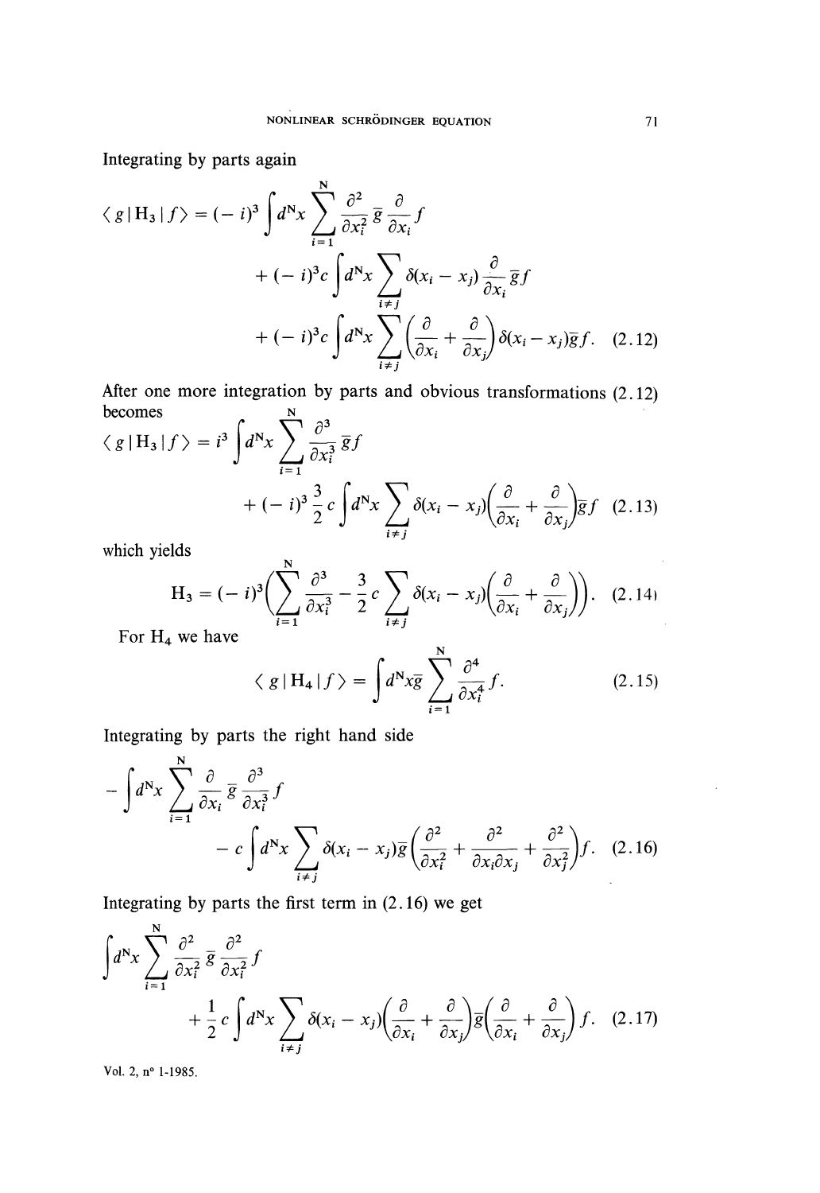Integrating by parts again

$$
\begin{aligned}
\langle g \,|\, \mathrm{H}_3 \,|\, f \rangle = (-i)^3 \int d^{\mathrm{N}}x \sum_{i=1}^{\mathrm{N}} \frac{\partial^2}{\partial x_i^2} \bar{g} \frac{\partial}{\partial x_i} f \\
+ (-i)^3 c \int d^{\mathrm{N}}x \sum_{i \neq j} \delta(x_i - x_j) \frac{\partial}{\partial x_i} \bar{g} f \\
+ (-i)^3 c \int d^{\mathrm{N}}x \sum_{i \neq j} \left( \frac{\partial}{\partial x_i} + \frac{\partial}{\partial x_j} \right) \delta(x_i - x_j) \bar{g} f. \quad (2.12)
\end{aligned}
$$

After one more integration by parts and obvious transformations (2.12) becomes

$$
\begin{aligned}
\langle g \,|\, \mathrm{H}_3 \,|\, f \rangle = i^3 \int d^{\mathrm{N}}x \sum_{i=1}^{\mathrm{N}} \frac{\partial^3}{\partial x_i^3} \bar{g} f \\
+ (-i)^3 \frac{3}{2} c \int d^{\mathrm{N}}x \sum_{i \neq j} \delta(x_i - x_j) \left( \frac{\partial}{\partial x_i} + \frac{\partial}{\partial x_j} \right) \bar{g} f \quad (2.13)
\end{aligned}
$$

which yields

$$
\mathrm{H}_3 = (-i)^3 \left( \sum_{i=1}^{\mathrm{N}} \frac{\partial^3}{\partial x_i^3} - \frac{3}{2} c \sum_{i \neq j} \delta(x_i - x_j) \left( \frac{\partial}{\partial x_i} + \frac{\partial}{\partial x_j} \right) \right). \quad (2.14)
$$

For $\mathrm{H}_4$ we have

$$
\langle g \,|\, \mathrm{H}_4 \,|\, f \rangle = \int d^{\mathrm{N}}x \bar{g} \sum_{i=1}^{\mathrm{N}} \frac{\partial^4}{\partial x_i^4} f. \quad (2.15)
$$

Integrating by parts the right hand side

$$
\begin{aligned}
- \int d^{\mathrm{N}}x \sum_{i=1}^{\mathrm{N}} \frac{\partial}{\partial x_i} \bar{g} \frac{\partial^3}{\partial x_i^3} f \\
- c \int d^{\mathrm{N}}x \sum_{i \neq j} \delta(x_i - x_j) \bar{g} \left( \frac{\partial^2}{\partial x_i^2} + \frac{\partial^2}{\partial x_i \partial x_j} + \frac{\partial^2}{\partial x_j^2} \right) f. \quad (2.16)
\end{aligned}
$$

Integrating by parts the first term in (2.16) we get

$$
\begin{aligned}
\int d^{\mathrm{N}}x \sum_{i=1}^{\mathrm{N}} \frac{\partial^2}{\partial x_i^2} \bar{g} \frac{\partial^2}{\partial x_i^2} f \\
+ \frac{1}{2} c \int d^{\mathrm{N}}x \sum_{i \neq j} \delta(x_i - x_j) \left( \frac{\partial}{\partial x_i} + \frac{\partial}{\partial x_j} \right) \bar{g} \left( \frac{\partial}{\partial x_i} + \frac{\partial}{\partial x_j} \right) f. \quad (2.17)
\end{aligned}
$$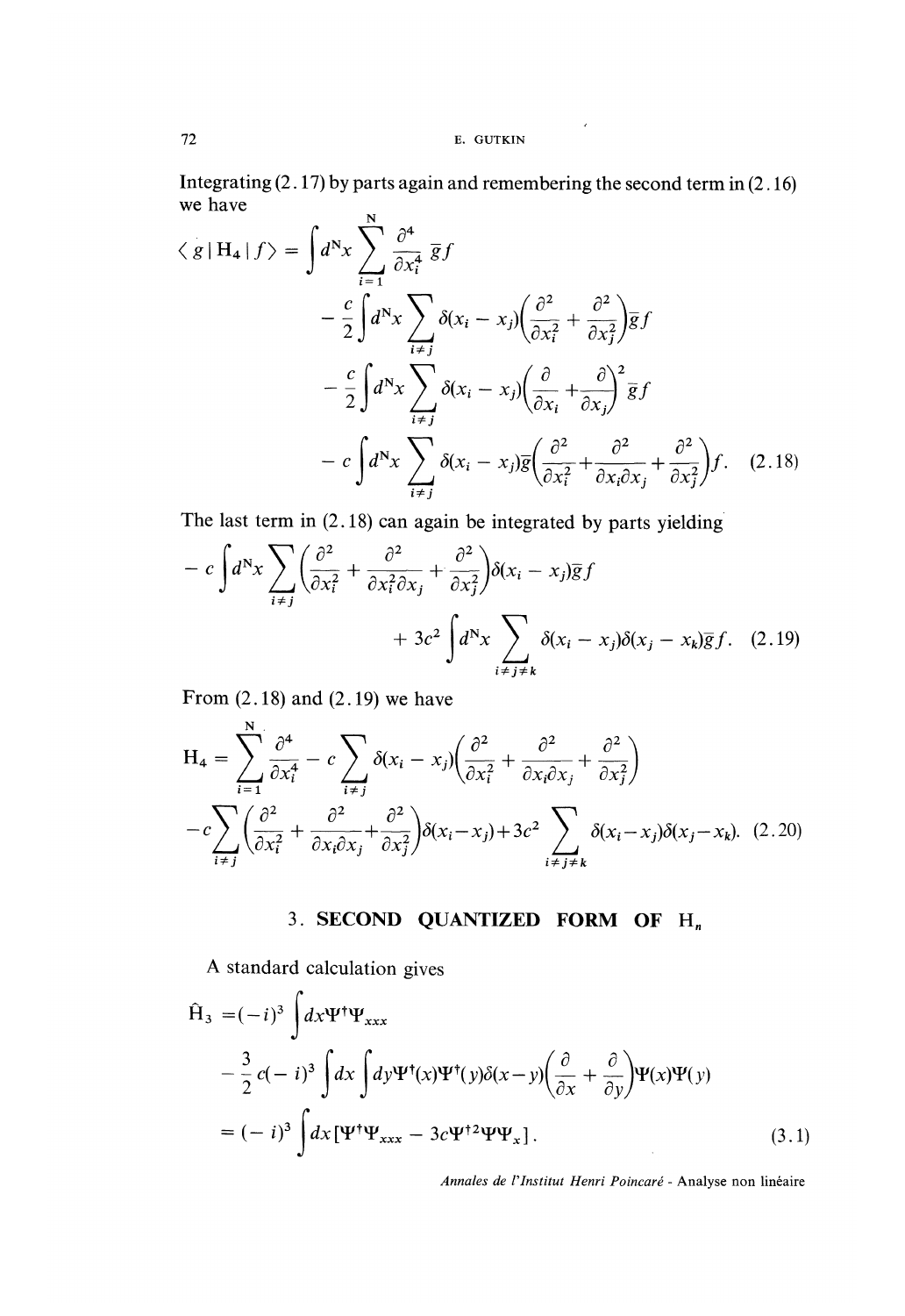Integrating (2.17) by parts again and remembering the second term in (2.16) we have

$$
\begin{aligned}
\langle g \,|\, \mathrm{H}_4 \,|\, f \rangle = & \int d^N x \sum_{i=1}^{N} \frac{\partial^4}{\partial x_i^4} \bar{g} f \\
& - \frac{c}{2} \int d^N x \sum_{i \neq j} \delta(x_i - x_j) \left( \frac{\partial^2}{\partial x_i^2} + \frac{\partial^2}{\partial x_j^2} \right) \bar{g} f \\
& - \frac{c}{2} \int d^N x \sum_{i \neq j} \delta(x_i - x_j) \left( \frac{\partial}{\partial x_i} + \frac{\partial}{\partial x_j} \right)^2 \bar{g} f \\
& - c \int d^N x \sum_{i \neq j} \delta(x_i - x_j) \bar{g} \left( \frac{\partial^2}{\partial x_i^2} + \frac{\partial^2}{\partial x_i \partial x_j} + \frac{\partial^2}{\partial x_j^2} \right) f. \qquad (2.18)
\end{aligned}
$$

The last term in (2.18) can again be integrated by parts yielding

$$
\begin{aligned}
- c \int d^N x \sum_{i \neq j} \left( \frac{\partial^2}{\partial x_i^2} + \frac{\partial^2}{\partial x_i \partial x_j} + \frac{\partial^2}{\partial x_j^2} \right) \delta(x_i - x_j) \bar{g} f & \\
+ 3c^2 \int d^N x \sum_{i \neq j \neq k} \delta(x_i - x_j) \delta(x_j - x_k) \bar{g} f. & \qquad (2.19)
\end{aligned}
$$

From (2.18) and (2.19) we have

$$
\begin{aligned}
\mathrm{H}_4 = & \sum_{i=1}^{N} \frac{\partial^4}{\partial x_i^4} - c \sum_{i \neq j} \delta(x_i - x_j) \left( \frac{\partial^2}{\partial x_i^2} + \frac{\partial^2}{\partial x_i \partial x_j} + \frac{\partial^2}{\partial x_j^2} \right) \\
& - c \sum_{i \neq j} \left( \frac{\partial^2}{\partial x_i^2} + \frac{\partial^2}{\partial x_i \partial x_j} + \frac{\partial^2}{\partial x_j^2} \right) \delta(x_i - x_j) + 3c^2 \sum_{i \neq j \neq k} \delta(x_i - x_j) \delta(x_j - x_k). \qquad (2.20)
\end{aligned}
$$

## 3. SECOND QUANTIZED FORM OF $\mathrm{H}_n$

A standard calculation gives

$$
\begin{aligned}
\hat{\mathrm{H}}_3 = & (-i)^3 \int dx \Psi^\dagger \Psi_{xxx} \\
& - \frac{3}{2} c (-i)^3 \int dx \int dy \Psi^\dagger(x) \Psi^\dagger(y) \delta(x - y) \left( \frac{\partial}{\partial x} + \frac{\partial}{\partial y} \right) \Psi(x) \Psi(y) \\
= & (-i)^3 \int dx \left[ \Psi^\dagger \Psi_{xxx} - 3c \Psi^{\dagger 2} \Psi \Psi_x \right]. \qquad (3.1)
\end{aligned}
$$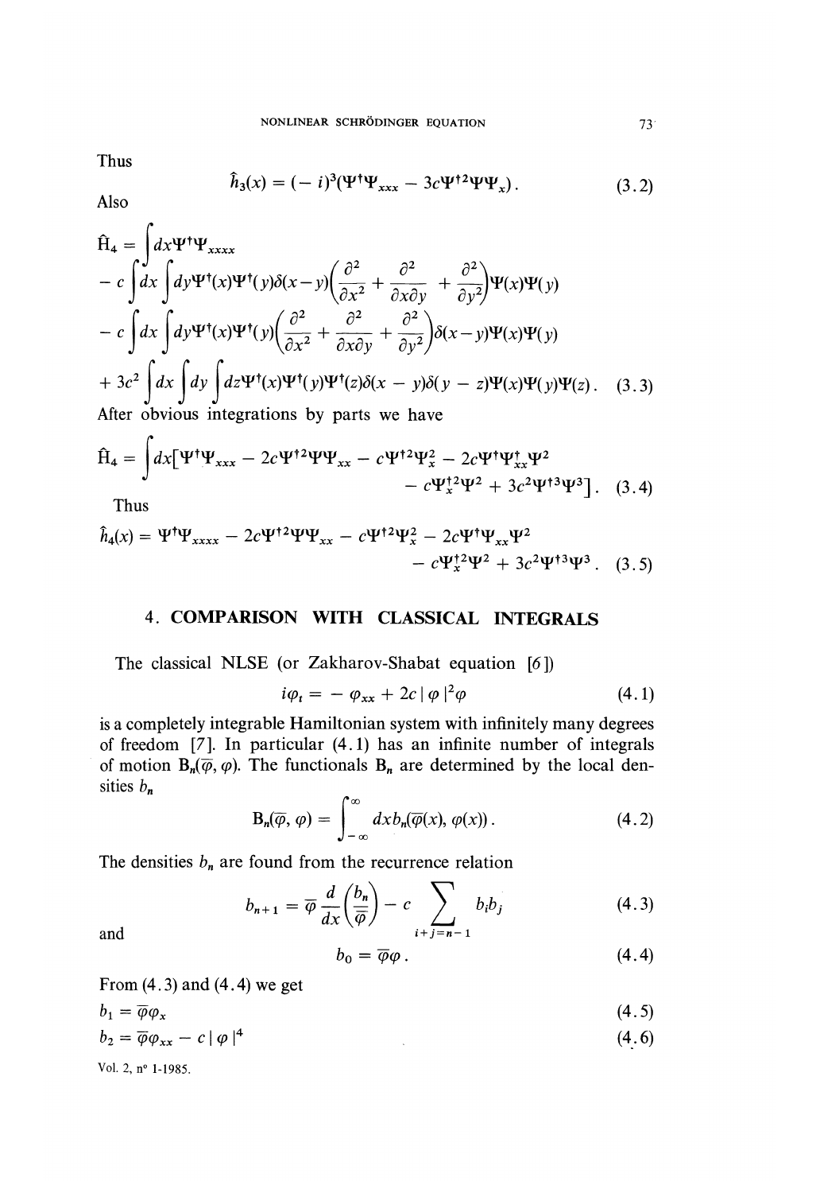Thus

$$\hat{h}_3(x) = (-i)^3(\Psi^\dagger\Psi_{xxx} - 3c\Psi^{\dagger 2}\Psi\Psi_x). \tag{3.2}$$

Also

$$\begin{aligned}
\hat{\mathrm{H}}_4 = & \int dx \Psi^\dagger \Psi_{xxxx} \\
& - c\int dx \int dy \Psi^\dagger(x)\Psi^\dagger(y)\delta(x-y)\left(\frac{\partial^2}{\partial x^2} + \frac{\partial^2}{\partial x \partial y} + \frac{\partial^2}{\partial y^2}\right)\Psi(x)\Psi(y) \\
& - c\int dx \int dy \Psi^\dagger(x)\Psi^\dagger(y)\left(\frac{\partial^2}{\partial x^2} + \frac{\partial^2}{\partial x \partial y} + \frac{\partial^2}{\partial y^2}\right)\delta(x-y)\Psi(x)\Psi(y) \\
& + 3c^2 \int dx \int dy \int dz \Psi^\dagger(x)\Psi^\dagger(y)\Psi^\dagger(z)\delta(x-y)\delta(y-z)\Psi(x)\Psi(y)\Psi(z).
\end{aligned} \tag{3.3}$$

After obvious integrations by parts we have

$$\hat{\mathrm{H}}_4 = \int dx[\Psi^\dagger\Psi_{xxx} - 2c\Psi^{\dagger 2}\Psi\Psi_{xx} - c\Psi^{\dagger 2}\Psi_x^2 - 2c\Psi^\dagger\Psi_{xx}^\dagger\Psi^2 - c\Psi_x^{\dagger 2}\Psi^2 + 3c^2\Psi^{\dagger 3}\Psi^3]. \tag{3.4}$$

Thus

$$\hat{h}_4(x) = \Psi^\dagger\Psi_{xxxx} - 2c\Psi^{\dagger 2}\Psi\Psi_{xx} - c\Psi^{\dagger 2}\Psi_x^2 - 2c\Psi^\dagger\Psi_{xx}\Psi^2 - c\Psi_x^{\dagger 2}\Psi^2 + 3c^2\Psi^{\dagger 3}\Psi^3. \tag{3.5}$$

## 4. COMPARISON WITH CLASSICAL INTEGRALS

The classical NLSE (or Zakharov-Shabat equation [6])

$$i\varphi_t = -\varphi_{xx} + 2c|\varphi|^2\varphi \tag{4.1}$$

is a completely integrable Hamiltonian system with infinitely many degrees of freedom [7]. In particular (4.1) has an infinite number of integrals of motion $\mathrm{B}_n(\overline{\varphi}, \varphi)$. The functionals $\mathrm{B}_n$ are determined by the local densities $b_n$

$$\mathrm{B}_n(\overline{\varphi}, \varphi) = \int_{-\infty}^{\infty} dx b_n(\overline{\varphi}(x), \varphi(x)). \tag{4.2}$$

The densities $b_n$ are found from the recurrence relation

$$b_{n+1} = \overline{\varphi}\frac{d}{dx}\left(\frac{b_n}{\overline{\varphi}}\right) - c\sum_{i+j=n-1} b_i b_j \tag{4.3}$$

and

$$b_0 = \overline{\varphi}\varphi. \tag{4.4}$$

From (4.3) and (4.4) we get

$$b_1 = \overline{\varphi}\varphi_x \tag{4.5}$$

$$b_2 = \overline{\varphi}\varphi_{xx} - c|\varphi|^4 \tag{4.6}$$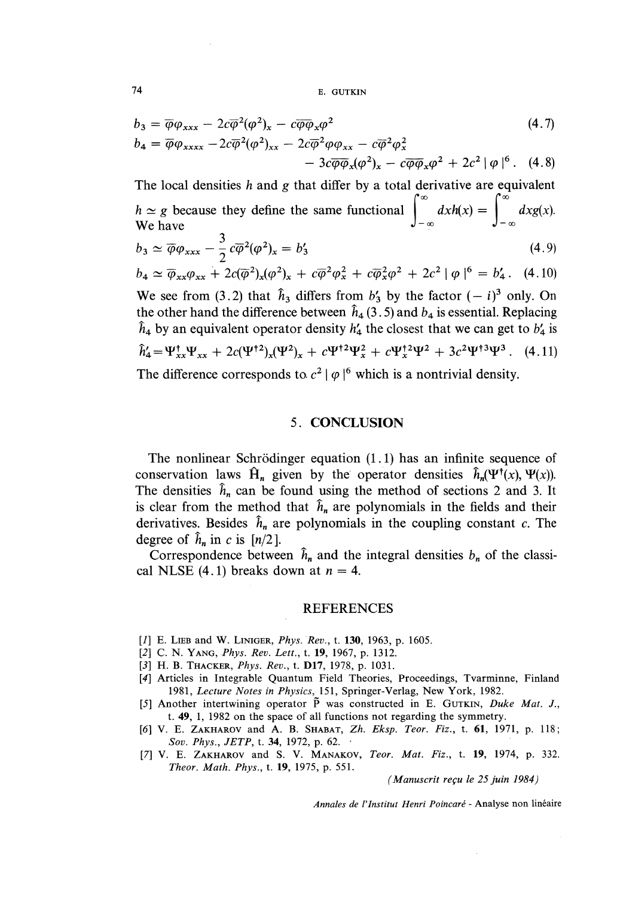$$b_3 = \overline{\varphi}\varphi_{xxx} - 2c\overline{\varphi}^2(\varphi^2)_x - c\overline{\varphi}\overline{\varphi}_x\varphi^2 \tag{4.7}$$

$$b_4 = \overline{\varphi}\varphi_{xxxx} - 2c\overline{\varphi}^2(\varphi^2)_{xx} - 2c\overline{\varphi}^2\varphi\varphi_{xx} - c\overline{\varphi}^2\varphi_x^2 - 3c\overline{\varphi}\overline{\varphi}_x(\varphi^2)_x - c\overline{\varphi}\overline{\varphi}_x\varphi^2 + 2c^2\,|\,\varphi\,|^6. \tag{4.8}$$

The local densities $h$ and $g$ that differ by a total derivative are equivalent $h \simeq g$ because they define the same functional $\int_{-\infty}^{\infty} dxh(x) = \int_{-\infty}^{\infty} dxg(x)$. We have

$$b_3 \simeq \overline{\varphi}\varphi_{xxx} - \frac{3}{2}c\overline{\varphi}^2(\varphi^2)_x = b_3' \tag{4.9}$$

$$b_4 \simeq \overline{\varphi}_{xx}\varphi_{xx} + 2c(\overline{\varphi}^2)_x(\varphi^2)_x + c\overline{\varphi}^2\varphi_x^2 + c\overline{\varphi}_x^2\varphi^2 + 2c^2\,|\,\varphi\,|^6 = b_4'. \tag{4.10}$$

We see from (3.2) that $\hat{h}_3$ differs from $b_3'$ by the factor $(-i)^3$ only. On the other hand the difference between $\hat{h}_4$ (3.5) and $b_4$ is essential. Replacing $\hat{h}_4$ by an equivalent operator density $h_4'$ the closest that we can get to $b_4'$ is

$$\hat{h}_4' = \Psi_{xx}^\dagger\Psi_{xx} + 2c(\Psi^{\dagger 2})_x(\Psi^2)_x + c\Psi^{\dagger 2}\Psi_x^2 + c\Psi_x^{\dagger 2}\Psi^2 + 3c^2\Psi^{\dagger 3}\Psi^3. \tag{4.11}$$

The difference corresponds to $c^2\,|\,\varphi\,|^6$ which is a nontrivial density.

## 5. CONCLUSION

The nonlinear Schrödinger equation (1.1) has an infinite sequence of conservation laws $\hat{\mathrm{H}}_n$ given by the operator densities $\hat{h}_n(\Psi^\dagger(x), \Psi(x))$. The densities $\hat{h}_n$ can be found using the method of sections 2 and 3. It is clear from the method that $\hat{h}_n$ are polynomials in the fields and their derivatives. Besides $\hat{h}_n$ are polynomials in the coupling constant $c$. The degree of $\hat{h}_n$ in $c$ is $[n/2]$.

Correspondence between $\hat{h}_n$ and the integral densities $b_n$ of the classical NLSE (4.1) breaks down at $n = 4$.

## REFERENCES

[1] E. Lieb and W. Liniger, *Phys. Rev.*, t. **130**, 1963, p. 1605.

[2] C. N. Yang, *Phys. Rev. Lett.*, t. **19**, 1967, p. 1312.

[3] H. B. Thacker, *Phys. Rev.*, t. **D17**, 1978, p. 1031.

[4] Articles in Integrable Quantum Field Theories, Proceedings, Tvarminne, Finland 1981, *Lecture Notes in Physics*, 151, Springer-Verlag, New York, 1982.

[5] Another intertwining operator $\tilde{\mathrm{P}}$ was constructed in E. Gutkin, *Duke Mat. J.*, t. **49**, 1, 1982 on the space of all functions not regarding the symmetry.

[6] V. E. Zakharov and A. B. Shabat, *Zh. Eksp. Teor. Fiz.*, t. **61**, 1971, p. 118; *Sov. Phys., JETP*, t. **34**, 1972, p. 62.

[7] V. E. Zakharov and S. V. Manakov, *Teor. Mat. Fiz.*, t. **19**, 1974, p. 332. *Theor. Math. Phys.*, t. **19**, 1975, p. 551.

*(Manuscrit reçu le 25 juin 1984)*